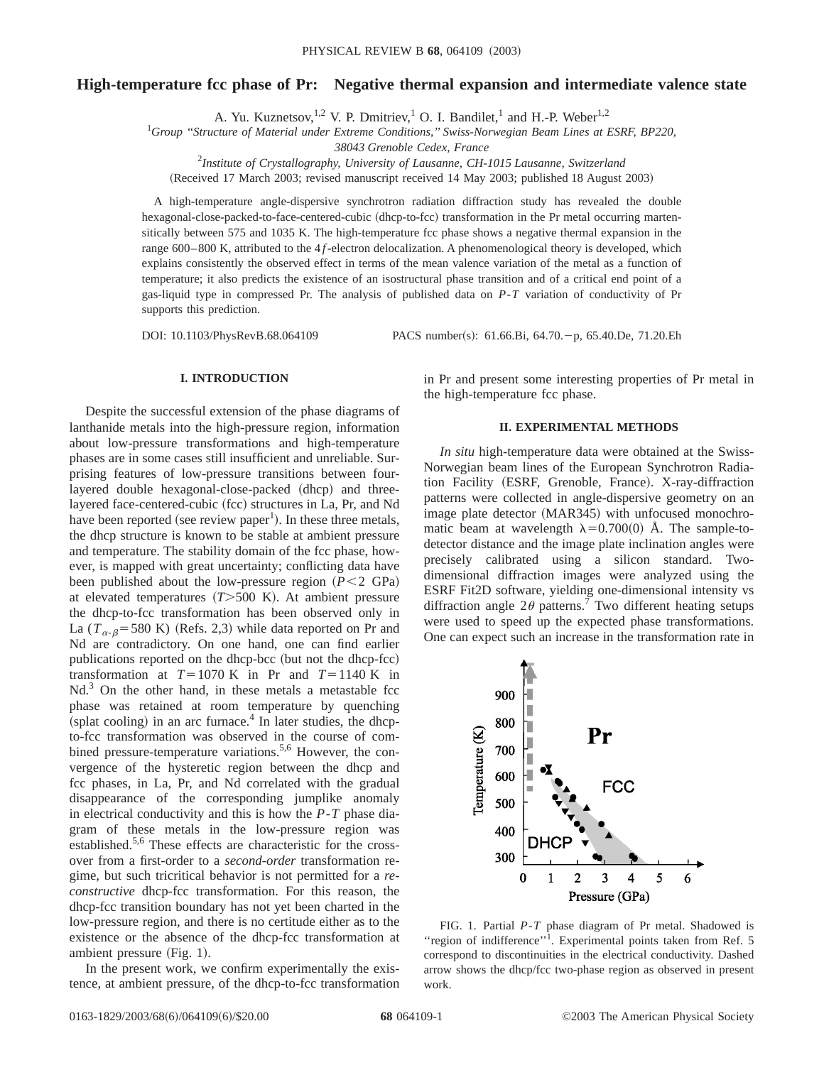# High-temperature fcc phase of Pr: Negative thermal expansion and intermediate valence state

A. Yu. Kuznetsov,[1,2] V. P. Dmitriev,[1] O. I. Bandilet,[1] and H.-P. Weber[1,2]

[1]*Group "Structure of Material under Extreme Conditions," Swiss-Norwegian Beam Lines at ESRF, BP220, 38043 Grenoble Cedex, France*

[2]*Institute of Crystallography, University of Lausanne, CH-1015 Lausanne, Switzerland*

(Received 17 March 2003; revised manuscript received 14 May 2003; published 18 August 2003)

A high-temperature angle-dispersive synchrotron radiation diffraction study has revealed the double hexagonal-close-packed-to-face-centered-cubic (dhcp-to-fcc) transformation in the Pr metal occurring martensitically between 575 and 1035 K. The high-temperature fcc phase shows a negative thermal expansion in the range 600–800 K, attributed to the $4f$-electron delocalization. A phenomenological theory is developed, which explains consistently the observed effect in terms of the mean valence variation of the metal as a function of temperature; it also predicts the existence of an isostructural phase transition and of a critical end point of a gas-liquid type in compressed Pr. The analysis of published data on $P$-$T$ variation of conductivity of Pr supports this prediction.

DOI: 10.1103/PhysRevB.68.064109 PACS number(s): 61.66.Bi, 64.70.−p, 65.40.De, 71.20.Eh

## I. INTRODUCTION

Despite the successful extension of the phase diagrams of lanthanide metals into the high-pressure region, information about low-pressure transformations and high-temperature phases are in some cases still insufficient and unreliable. Surprising features of low-pressure transitions between four-layered double hexagonal-close-packed (dhcp) and three-layered face-centered-cubic (fcc) structures in La, Pr, and Nd have been reported (see review paper[1]). In these three metals, the dhcp structure is known to be stable at ambient pressure and temperature. The stability domain of the fcc phase, however, is mapped with great uncertainty; conflicting data have been published about the low-pressure region ($P<2$ GPa) at elevated temperatures ($T>500$ K). At ambient pressure the dhcp-to-fcc transformation has been observed only in La ($T_{\alpha\text{-}\beta}=580$ K) (Refs. 2,3) while data reported on Pr and Nd are contradictory. On one hand, one can find earlier publications reported on the dhcp-bcc (but not the dhcp-fcc) transformation at $T=1070$ K in Pr and $T=1140$ K in Nd.[3] On the other hand, in these metals a metastable fcc phase was retained at room temperature by quenching (splat cooling) in an arc furnace.[4] In later studies, the dhcp-to-fcc transformation was observed in the course of combined pressure-temperature variations.[5,6] However, the convergence of the hysteretic region between the dhcp and fcc phases, in La, Pr, and Nd correlated with the gradual disappearance of the corresponding jumplike anomaly in electrical conductivity and this is how the $P$-$T$ phase diagram of these metals in the low-pressure region was established.[5,6] These effects are characteristic for the crossover from a first-order to a *second-order* transformation regime, but such tricritical behavior is not permitted for a *reconstructive* dhcp-fcc transformation. For this reason, the dhcp-fcc transition boundary has not yet been charted in the low-pressure region, and there is no certitude either as to the existence or the absence of the dhcp-fcc transformation at ambient pressure (Fig. 1).

In the present work, we confirm experimentally the existence, at ambient pressure, of the dhcp-to-fcc transformation in Pr and present some interesting properties of Pr metal in the high-temperature fcc phase.

## II. EXPERIMENTAL METHODS

*In situ* high-temperature data were obtained at the Swiss-Norwegian beam lines of the European Synchrotron Radiation Facility (ESRF, Grenoble, France). X-ray-diffraction patterns were collected in angle-dispersive geometry on an image plate detector (MAR345) with unfocused monochromatic beam at wavelength $\lambda=0.700(0)$ Å. The sample-to-detector distance and the image plate inclination angles were precisely calibrated using a silicon standard. Two-dimensional diffraction images were analyzed using the ESRF Fit2D software, yielding one-dimensional intensity vs diffraction angle $2\theta$ patterns.[7] Two different heating setups were used to speed up the expected phase transformations. One can expect such an increase in the transformation rate in

FIG. 1. Partial $P$-$T$ phase diagram of Pr metal. Shadowed is "region of indifference"[1]. Experimental points taken from Ref. 5 correspond to discontinuities in the electrical conductivity. Dashed arrow shows the dhcp/fcc two-phase region as observed in present work.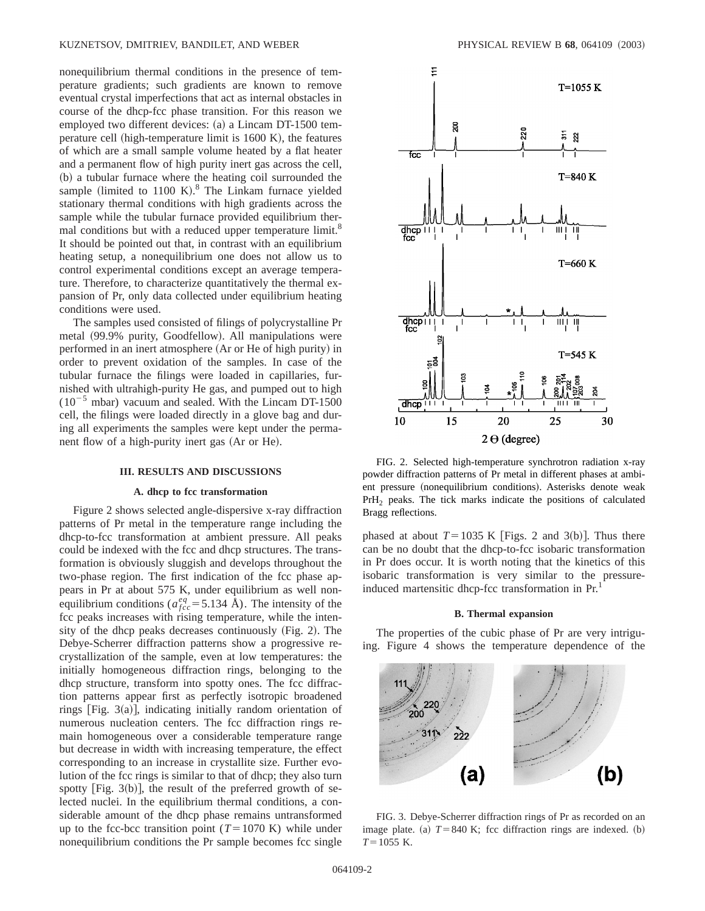nonequilibrium thermal conditions in the presence of temperature gradients; such gradients are known to remove eventual crystal imperfections that act as internal obstacles in course of the dhcp-fcc phase transition. For this reason we employed two different devices: (a) a Lincam DT-1500 temperature cell (high-temperature limit is 1600 K), the features of which are a small sample volume heated by a flat heater and a permanent flow of high purity inert gas across the cell, (b) a tubular furnace where the heating coil surrounded the sample (limited to 1100 K).[8] The Linkam furnace yielded stationary thermal conditions with high gradients across the sample while the tubular furnace provided equilibrium thermal conditions but with a reduced upper temperature limit.[8] It should be pointed out that, in contrast with an equilibrium heating setup, a nonequilibrium one does not allow us to control experimental conditions except an average temperature. Therefore, to characterize quantitatively the thermal expansion of Pr, only data collected under equilibrium heating conditions were used.

The samples used consisted of filings of polycrystalline Pr metal (99.9% purity, Goodfellow). All manipulations were performed in an inert atmosphere (Ar or He of high purity) in order to prevent oxidation of the samples. In case of the tubular furnace the filings were loaded in capillaries, furnished with ultrahigh-purity He gas, and pumped out to high ($10^{-5}$ mbar) vacuum and sealed. With the Lincam DT-1500 cell, the filings were loaded directly in a glove bag and during all experiments the samples were kept under the permanent flow of a high-purity inert gas (Ar or He).

## III. RESULTS AND DISCUSSIONS

### A. dhcp to fcc transformation

Figure 2 shows selected angle-dispersive x-ray diffraction patterns of Pr metal in the temperature range including the dhcp-to-fcc transformation at ambient pressure. All peaks could be indexed with the fcc and dhcp structures. The transformation is obviously sluggish and develops throughout the two-phase region. The first indication of the fcc phase appears in Pr at about 575 K, under equilibrium as well nonequilibrium conditions ($a_{fcc}^{eq}=5.134$ Å). The intensity of the fcc peaks increases with rising temperature, while the intensity of the dhcp peaks decreases continuously (Fig. 2). The Debye-Scherrer diffraction patterns show a progressive recrystallization of the sample, even at low temperatures: the initially homogeneous diffraction rings, belonging to the dhcp structure, transform into spotty ones. The fcc diffraction patterns appear first as perfectly isotropic broadened rings [Fig. 3(a)], indicating initially random orientation of numerous nucleation centers. The fcc diffraction rings remain homogeneous over a considerable temperature range but decrease in width with increasing temperature, the effect corresponding to an increase in crystallite size. Further evolution of the fcc rings is similar to that of dhcp; they also turn spotty [Fig. 3(b)], the result of the preferred growth of selected nuclei. In the equilibrium thermal conditions, a considerable amount of the dhcp phase remains untransformed up to the fcc-bcc transition point ($T=1070$ K) while under nonequilibrium conditions the Pr sample becomes fcc single phased at about $T=1035$ K [Figs. 2 and 3(b)]. Thus there can be no doubt that the dhcp-to-fcc isobaric transformation in Pr does occur. It is worth noting that the kinetics of this isobaric transformation is very similar to the pressure-induced martensitic dhcp-fcc transformation in Pr.[1]

FIG. 2. Selected high-temperature synchrotron radiation x-ray powder diffraction patterns of Pr metal in different phases at ambient pressure (nonequilibrium conditions). Asterisks denote weak $PrH_2$ peaks. The tick marks indicate the positions of calculated Bragg reflections.

### B. Thermal expansion

The properties of the cubic phase of Pr are very intriguing. Figure 4 shows the temperature dependence of the

FIG. 3. Debye-Scherrer diffraction rings of Pr as recorded on an image plate. (a) $T=840$ K; fcc diffraction rings are indexed. (b) $T=1055$ K.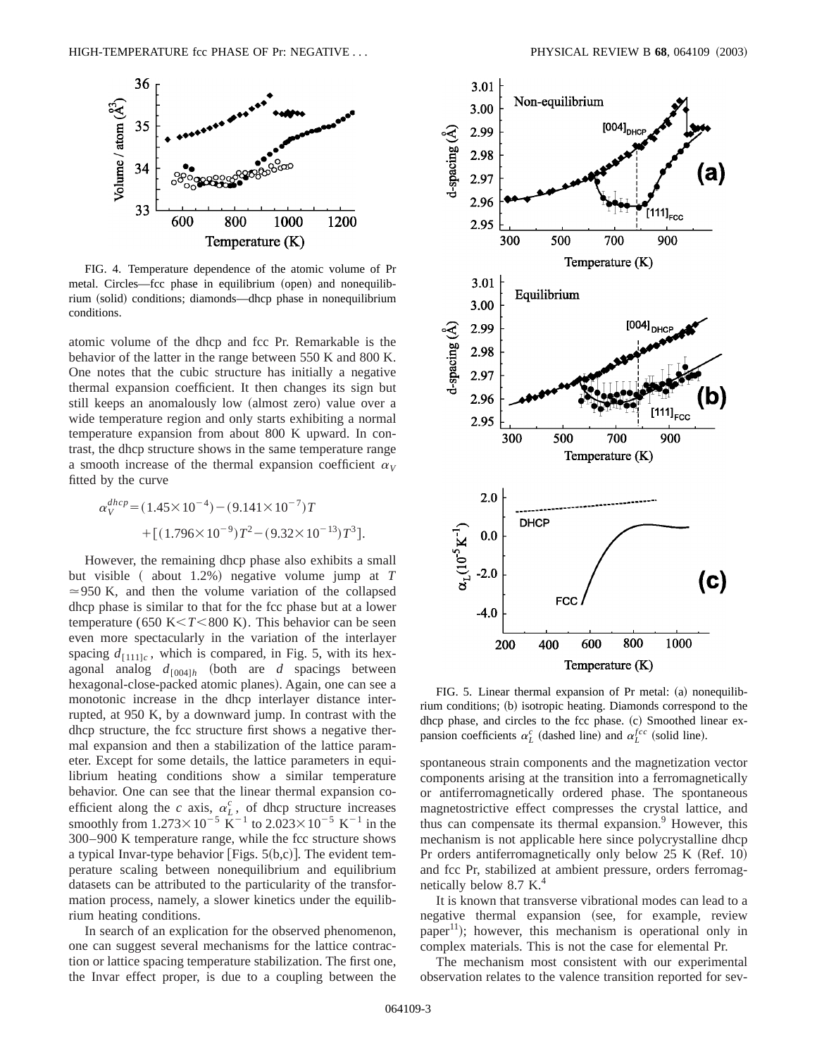FIG. 4. Temperature dependence of the atomic volume of Pr metal. Circles—fcc phase in equilibrium (open) and nonequilibrium (solid) conditions; diamonds—dhcp phase in nonequilibrium conditions.

atomic volume of the dhcp and fcc Pr. Remarkable is the behavior of the latter in the range between 550 K and 800 K. One notes that the cubic structure has initially a negative thermal expansion coefficient. It then changes its sign but still keeps an anomalously low (almost zero) value over a wide temperature region and only starts exhibiting a normal temperature expansion from about 800 K upward. In contrast, the dhcp structure shows in the same temperature range a smooth increase of the thermal expansion coefficient $\alpha_V$ fitted by the curve

$$\alpha_V^{dhcp} = (1.45\times10^{-4}) - (9.141\times10^{-7})T + [(1.796\times10^{-9})T^2 - (9.32\times10^{-13})T^3].$$

However, the remaining dhcp phase also exhibits a small but visible ( about 1.2%) negative volume jump at $T \simeq 950$ K, and then the volume variation of the collapsed dhcp phase is similar to that for the fcc phase but at a lower temperature ($650\ \text{K} < T < 800\ \text{K}$). This behavior can be seen even more spectacularly in the variation of the interlayer spacing $d_{[111]c}$, which is compared, in Fig. 5, with its hexagonal analog $d_{[004]h}$ (both are $d$ spacings between hexagonal-close-packed atomic planes). Again, one can see a monotonic increase in the dhcp interlayer distance interrupted, at 950 K, by a downward jump. In contrast with the dhcp structure, the fcc structure first shows a negative thermal expansion and then a stabilization of the lattice parameter. Except for some details, the lattice parameters in equilibrium heating conditions show a similar temperature behavior. One can see that the linear thermal expansion coefficient along the $c$ axis, $\alpha_L^c$, of dhcp structure increases smoothly from $1.273\times10^{-5}\ \text{K}^{-1}$ to $2.023\times10^{-5}\ \text{K}^{-1}$ in the 300–900 K temperature range, while the fcc structure shows a typical Invar-type behavior [Figs. 5(b,c)]. The evident temperature scaling between nonequilibrium and equilibrium datasets can be attributed to the particularity of the transformation process, namely, a slower kinetics under the equilibrium heating conditions.

In search of an explication for the observed phenomenon, one can suggest several mechanisms for the lattice contraction or lattice spacing temperature stabilization. The first one, the Invar effect proper, is due to a coupling between the spontaneous strain components and the magnetization vector components arising at the transition into a ferromagnetically or antiferromagnetically ordered phase. The spontaneous magnetostrictive effect compresses the crystal lattice, and thus can compensate its thermal expansion.[9] However, this mechanism is not applicable here since polycrystalline dhcp Pr orders antiferromagnetically only below 25 K (Ref. 10) and fcc Pr, stabilized at ambient pressure, orders ferromagnetically below 8.7 K.[4]

It is known that transverse vibrational modes can lead to a negative thermal expansion (see, for example, review paper[11]); however, this mechanism is operational only in complex materials. This is not the case for elemental Pr.

The mechanism most consistent with our experimental observation relates to the valence transition reported for sev-

FIG. 5. Linear thermal expansion of Pr metal: (a) nonequilibrium conditions; (b) isotropic heating. Diamonds correspond to the dhcp phase, and circles to the fcc phase. (c) Smoothed linear expansion coefficients $\alpha_L^c$ (dashed line) and $\alpha_L^{fcc}$ (solid line).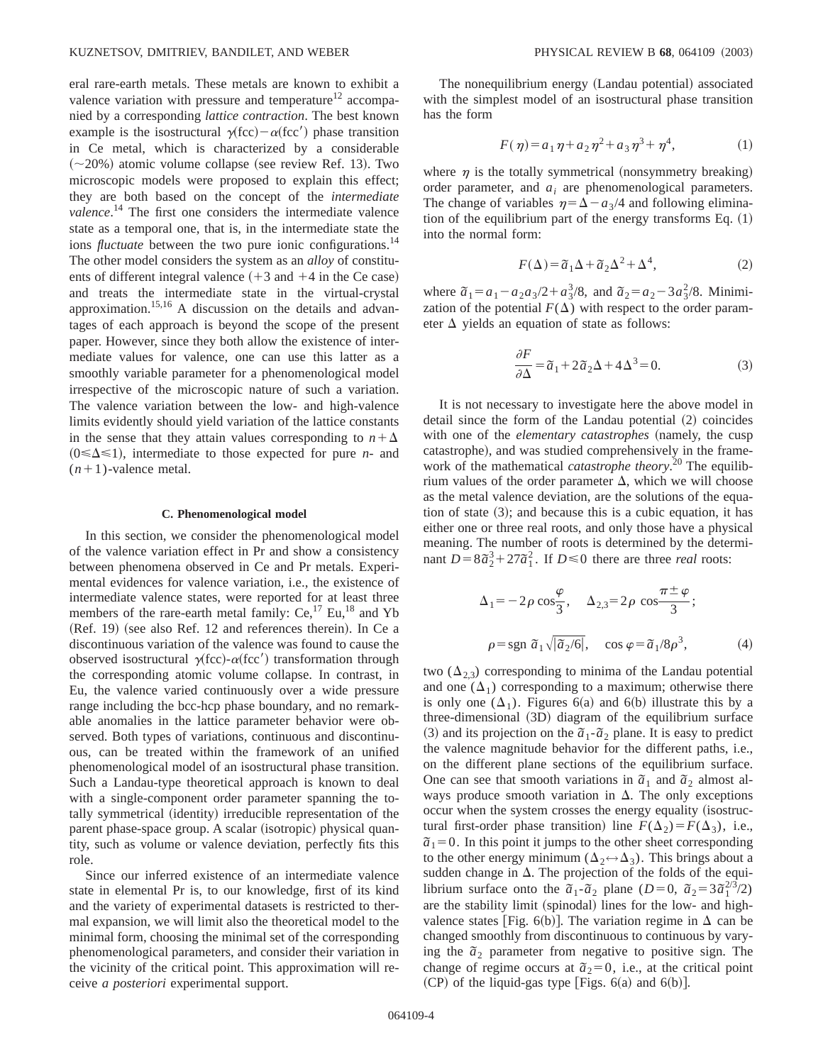eral rare-earth metals. These metals are known to exhibit a valence variation with pressure and temperature[12] accompanied by a corresponding *lattice contraction*. The best known example is the isostructural $\gamma$(fcc)$-\alpha$(fcc′) phase transition in Ce metal, which is characterized by a considerable (~20%) atomic volume collapse (see review Ref. 13). Two microscopic models were proposed to explain this effect; they are both based on the concept of the *intermediate valence*.[14] The first one considers the intermediate valence state as a temporal one, that is, in the intermediate state the ions *fluctuate* between the two pure ionic configurations.[14] The other model considers the system as an *alloy* of constituents of different integral valence (+3 and +4 in the Ce case) and treats the intermediate state in the virtual-crystal approximation.[15,16] A discussion on the details and advantages of each approach is beyond the scope of the present paper. However, since they both allow the existence of intermediate values for valence, one can use this latter as a smoothly variable parameter for a phenomenological model irrespective of the microscopic nature of such a variation. The valence variation between the low- and high-valence limits evidently should yield variation of the lattice constants in the sense that they attain values corresponding to $n+\Delta$ ($0\leqslant\Delta\leqslant1$), intermediate to those expected for pure $n$- and $(n+1)$-valence metal.

### C. Phenomenological model

In this section, we consider the phenomenological model of the valence variation effect in Pr and show a consistency between phenomena observed in Ce and Pr metals. Experimental evidences for valence variation, i.e., the existence of intermediate valence states, were reported for at least three members of the rare-earth metal family: Ce,[17] Eu,[18] and Yb (Ref. 19) (see also Ref. 12 and references therein). In Ce a discontinuous variation of the valence was found to cause the observed isostructural $\gamma$(fcc)-$\alpha$(fcc′) transformation through the corresponding atomic volume collapse. In contrast, in Eu, the valence varied continuously over a wide pressure range including the bcc-hcp phase boundary, and no remarkable anomalies in the lattice parameter behavior were observed. Both types of variations, continuous and discontinuous, can be treated within the framework of an unified phenomenological model of an isostructural phase transition. Such a Landau-type theoretical approach is known to deal with a single-component order parameter spanning the totally symmetrical (identity) irreducible representation of the parent phase-space group. A scalar (isotropic) physical quantity, such as volume or valence deviation, perfectly fits this role.

Since our inferred existence of an intermediate valence state in elemental Pr is, to our knowledge, first of its kind and the variety of experimental datasets is restricted to thermal expansion, we will limit also the theoretical model to the minimal form, choosing the minimal set of the corresponding phenomenological parameters, and consider their variation in the vicinity of the critical point. This approximation will receive *a posteriori* experimental support.

The nonequilibrium energy (Landau potential) associated with the simplest model of an isostructural phase transition has the form

$$F(\eta)=a_1\eta+a_2\eta^2+a_3\eta^3+\eta^4, \tag{1}$$

where $\eta$ is the totally symmetrical (nonsymmetry breaking) order parameter, and $a_i$ are phenomenological parameters. The change of variables $\eta=\Delta-a_3/4$ and following elimination of the equilibrium part of the energy transforms Eq. (1) into the normal form:

$$F(\Delta)=\tilde{a}_1\Delta+\tilde{a}_2\Delta^2+\Delta^4, \tag{2}$$

where $\tilde{a}_1=a_1-a_2a_3/2+a_3^3/8$, and $\tilde{a}_2=a_2-3a_3^2/8$. Minimization of the potential $F(\Delta)$ with respect to the order parameter $\Delta$ yields an equation of state as follows:

$$\frac{\partial F}{\partial \Delta}=\tilde{a}_1+2\tilde{a}_2\Delta+4\Delta^3=0. \tag{3}$$

It is not necessary to investigate here the above model in detail since the form of the Landau potential (2) coincides with one of the *elementary catastrophes* (namely, the cusp catastrophe), and was studied comprehensively in the framework of the mathematical *catastrophe theory*.[20] The equilibrium values of the order parameter $\Delta$, which we will choose as the metal valence deviation, are the solutions of the equation of state (3); and because this is a cubic equation, it has either one or three real roots, and only those have a physical meaning. The number of roots is determined by the determinant $D=8\tilde{a}_2^3+27\tilde{a}_1^2$. If $D\leqslant0$ there are three *real* roots:

$$\Delta_1=-2\rho\cos\frac{\varphi}{3},\quad \Delta_{2,3}=2\rho\cos\frac{\pi\pm\varphi}{3};$$

$$\rho=\operatorname{sgn}\tilde{a}_1\sqrt{|\tilde{a}_2/6|},\quad \cos\varphi=\tilde{a}_1/8\rho^3, \tag{4}$$

two ($\Delta_{2,3}$) corresponding to minima of the Landau potential and one ($\Delta_1$) corresponding to a maximum; otherwise there is only one ($\Delta_1$). Figures 6(a) and 6(b) illustrate this by a three-dimensional (3D) diagram of the equilibrium surface (3) and its projection on the $\tilde{a}_1$-$\tilde{a}_2$ plane. It is easy to predict the valence magnitude behavior for the different paths, i.e., on the different plane sections of the equilibrium surface. One can see that smooth variations in $\tilde{a}_1$ and $\tilde{a}_2$ almost always produce smooth variation in $\Delta$. The only exceptions occur when the system crosses the energy equality (isostructural first-order phase transition) line $F(\Delta_2)=F(\Delta_3)$, i.e., $\tilde{a}_1=0$. In this point it jumps to the other sheet corresponding to the other energy minimum ($\Delta_2\leftrightarrow\Delta_3$). This brings about a sudden change in $\Delta$. The projection of the folds of the equilibrium surface onto the $\tilde{a}_1$-$\tilde{a}_2$ plane ($D=0$, $\tilde{a}_2=3\tilde{a}_1^{2/3}/2$) are the stability limit (spinodal) lines for the low- and high-valence states [Fig. 6(b)]. The variation regime in $\Delta$ can be changed smoothly from discontinuous to continuous by varying the $\tilde{a}_2$ parameter from negative to positive sign. The change of regime occurs at $\tilde{a}_2=0$, i.e., at the critical point (CP) of the liquid-gas type [Figs. 6(a) and 6(b)].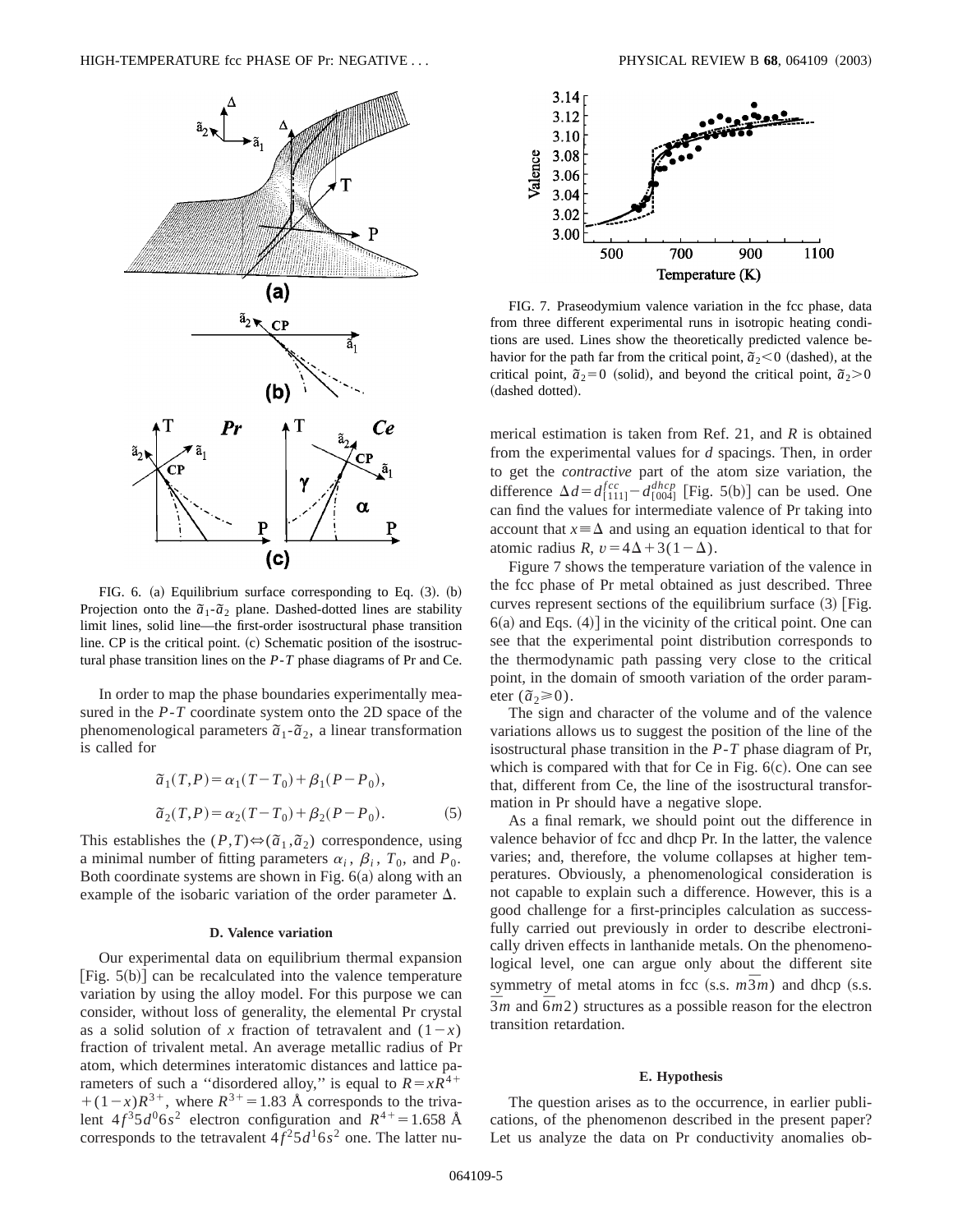FIG. 6. (a) Equilibrium surface corresponding to Eq. (3). (b) Projection onto the $\tilde{a}_1$-$\tilde{a}_2$ plane. Dashed-dotted lines are stability limit lines, solid line—the first-order isostructural phase transition line. CP is the critical point. (c) Schematic position of the isostructural phase transition lines on the $P$-$T$ phase diagrams of Pr and Ce.

In order to map the phase boundaries experimentally measured in the $P$-$T$ coordinate system onto the 2D space of the phenomenological parameters $\tilde{a}_1$-$\tilde{a}_2$, a linear transformation is called for

$$\tilde{a}_1(T,P) = \alpha_1(T - T_0) + \beta_1(P - P_0),$$

$$\tilde{a}_2(T,P) = \alpha_2(T - T_0) + \beta_2(P - P_0). \tag{5}$$

This establishes the $(P,T) \Leftrightarrow (\tilde{a}_1, \tilde{a}_2)$ correspondence, using a minimal number of fitting parameters $\alpha_i$, $\beta_i$, $T_0$, and $P_0$. Both coordinate systems are shown in Fig. 6(a) along with an example of the isobaric variation of the order parameter $\Delta$.

### D. Valence variation

Our experimental data on equilibrium thermal expansion [Fig. 5(b)] can be recalculated into the valence temperature variation by using the alloy model. For this purpose we can consider, without loss of generality, the elemental Pr crystal as a solid solution of $x$ fraction of tetravalent and $(1-x)$ fraction of trivalent metal. An average metallic radius of Pr atom, which determines interatomic distances and lattice parameters of such a "disordered alloy," is equal to $R = xR^{4+} + (1-x)R^{3+}$, where $R^{3+} = 1.83$ Å corresponds to the trivalent $4f^3 5d^0 6s^2$ electron configuration and $R^{4+} = 1.658$ Å corresponds to the tetravalent $4f^2 5d^1 6s^2$ one. The latter numerical estimation is taken from Ref. 21, and $R$ is obtained from the experimental values for $d$ spacings. Then, in order to get the *contractive* part of the atom size variation, the difference $\Delta d = d_{[111]}^{fcc} - d_{[004]}^{dhcp}$ [Fig. 5(b)] can be used. One can find the values for intermediate valence of Pr taking into account that $x \equiv \Delta$ and using an equation identical to that for atomic radius $R$, $v = 4\Delta + 3(1-\Delta)$.

FIG. 7. Praseodymium valence variation in the fcc phase, data from three different experimental runs in isotropic heating conditions are used. Lines show the theoretically predicted valence behavior for the path far from the critical point, $\tilde{a}_2 < 0$ (dashed), at the critical point, $\tilde{a}_2 = 0$ (solid), and beyond the critical point, $\tilde{a}_2 > 0$ (dashed dotted).

Figure 7 shows the temperature variation of the valence in the fcc phase of Pr metal obtained as just described. Three curves represent sections of the equilibrium surface (3) [Fig. 6(a) and Eqs. (4)] in the vicinity of the critical point. One can see that the experimental point distribution corresponds to the thermodynamic path passing very close to the critical point, in the domain of smooth variation of the order parameter ($\tilde{a}_2 \geqslant 0$).

The sign and character of the volume and of the valence variations allows us to suggest the position of the line of the isostructural phase transition in the $P$-$T$ phase diagram of Pr, which is compared with that for Ce in Fig. 6(c). One can see that, different from Ce, the line of the isostructural transformation in Pr should have a negative slope.

As a final remark, we should point out the difference in valence behavior of fcc and dhcp Pr. In the latter, the valence varies; and, therefore, the volume collapses at higher temperatures. Obviously, a phenomenological consideration is not capable to explain such a difference. However, this is a good challenge for a first-principles calculation as successfully carried out previously in order to describe electronically driven effects in lanthanide metals. On the phenomenological level, one can argue only about the different site symmetry of metal atoms in fcc (s.s. $m\bar{3}m$) and dhcp (s.s. $\bar{3}m$ and $\bar{6}m2$) structures as a possible reason for the electron transition retardation.

### E. Hypothesis

The question arises as to the occurrence, in earlier publications, of the phenomenon described in the present paper? Let us analyze the data on Pr conductivity anomalies ob-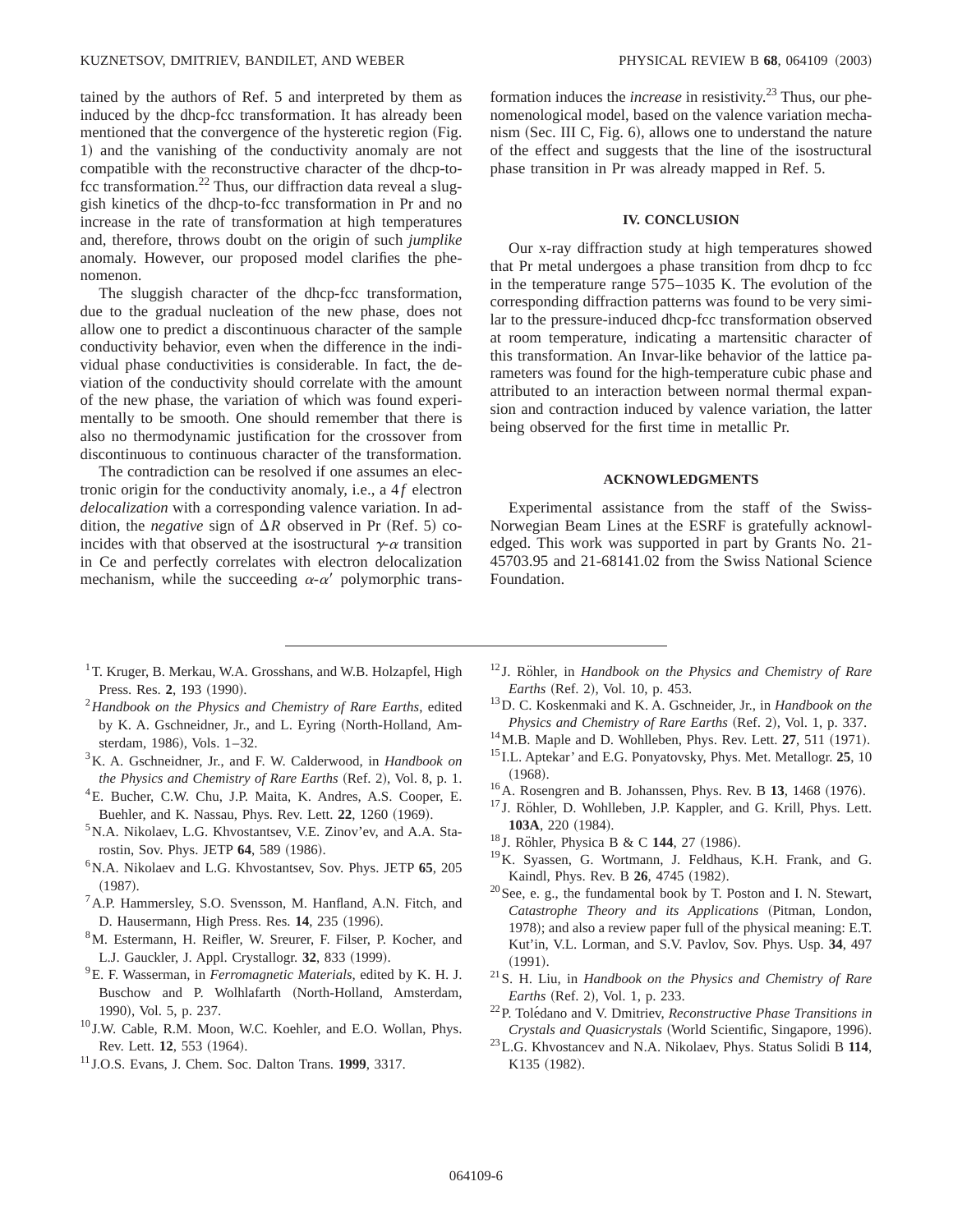tained by the authors of Ref. 5 and interpreted by them as induced by the dhcp-fcc transformation. It has already been mentioned that the convergence of the hysteretic region (Fig. 1) and the vanishing of the conductivity anomaly are not compatible with the reconstructive character of the dhcp-to-fcc transformation.[22] Thus, our diffraction data reveal a sluggish kinetics of the dhcp-to-fcc transformation in Pr and no increase in the rate of transformation at high temperatures and, therefore, throws doubt on the origin of such *jumplike* anomaly. However, our proposed model clarifies the phenomenon.

The sluggish character of the dhcp-fcc transformation, due to the gradual nucleation of the new phase, does not allow one to predict a discontinuous character of the sample conductivity behavior, even when the difference in the individual phase conductivities is considerable. In fact, the deviation of the conductivity should correlate with the amount of the new phase, the variation of which was found experimentally to be smooth. One should remember that there is also no thermodynamic justification for the crossover from discontinuous to continuous character of the transformation.

The contradiction can be resolved if one assumes an electronic origin for the conductivity anomaly, i.e., a $4f$ electron *delocalization* with a corresponding valence variation. In addition, the *negative* sign of $\Delta R$ observed in Pr (Ref. 5) coincides with that observed at the isostructural $\gamma$-$\alpha$ transition in Ce and perfectly correlates with electron delocalization mechanism, while the succeeding $\alpha$-$\alpha'$ polymorphic transformation induces the *increase* in resistivity.[23] Thus, our phenomenological model, based on the valence variation mechanism (Sec. III C, Fig. 6), allows one to understand the nature of the effect and suggests that the line of the isostructural phase transition in Pr was already mapped in Ref. 5.

## IV. CONCLUSION

Our x-ray diffraction study at high temperatures showed that Pr metal undergoes a phase transition from dhcp to fcc in the temperature range 575–1035 K. The evolution of the corresponding diffraction patterns was found to be very similar to the pressure-induced dhcp-fcc transformation observed at room temperature, indicating a martensitic character of this transformation. An Invar-like behavior of the lattice parameters was found for the high-temperature cubic phase and attributed to an interaction between normal thermal expansion and contraction induced by valence variation, the latter being observed for the first time in metallic Pr.

## ACKNOWLEDGMENTS

Experimental assistance from the staff of the Swiss-Norwegian Beam Lines at the ESRF is gratefully acknowledged. This work was supported in part by Grants No. 21-45703.95 and 21-68141.02 from the Swiss National Science Foundation.

---

[1] T. Kruger, B. Merkau, W.A. Grosshans, and W.B. Holzapfel, High Press. Res. **2**, 193 (1990).

[2] *Handbook on the Physics and Chemistry of Rare Earths*, edited by K. A. Gschneidner, Jr., and L. Eyring (North-Holland, Amsterdam, 1986), Vols. 1–32.

[3] K. A. Gschneidner, Jr., and F. W. Calderwood, in *Handbook on the Physics and Chemistry of Rare Earths* (Ref. 2), Vol. 8, p. 1.

[4] E. Bucher, C.W. Chu, J.P. Maita, K. Andres, A.S. Cooper, E. Buehler, and K. Nassau, Phys. Rev. Lett. **22**, 1260 (1969).

[5] N.A. Nikolaev, L.G. Khvostantsev, V.E. Zinov'ev, and A.A. Starostin, Sov. Phys. JETP **64**, 589 (1986).

[6] N.A. Nikolaev and L.G. Khvostantsev, Sov. Phys. JETP **65**, 205 (1987).

[7] A.P. Hammersley, S.O. Svensson, M. Hanfland, A.N. Fitch, and D. Hausermann, High Press. Res. **14**, 235 (1996).

[8] M. Estermann, H. Reifler, W. Sreurer, F. Filser, P. Kocher, and L.J. Gauckler, J. Appl. Crystallogr. **32**, 833 (1999).

[9] E. F. Wasserman, in *Ferromagnetic Materials*, edited by K. H. J. Buschow and P. Wolhlafarth (North-Holland, Amsterdam, 1990), Vol. 5, p. 237.

[10] J.W. Cable, R.M. Moon, W.C. Koehler, and E.O. Wollan, Phys. Rev. Lett. **12**, 553 (1964).

[11] J.O.S. Evans, J. Chem. Soc. Dalton Trans. **1999**, 3317.

[12] J. Röhler, in *Handbook on the Physics and Chemistry of Rare Earths* (Ref. 2), Vol. 10, p. 453.

[13] D. C. Koskenmaki and K. A. Gschneider, Jr., in *Handbook on the Physics and Chemistry of Rare Earths* (Ref. 2), Vol. 1, p. 337.

[14] M.B. Maple and D. Wohlleben, Phys. Rev. Lett. **27**, 511 (1971).

[15] I.L. Aptekar' and E.G. Ponyatovsky, Phys. Met. Metallogr. **25**, 10 (1968).

[16] A. Rosengren and B. Johanssen, Phys. Rev. B **13**, 1468 (1976).

[17] J. Röhler, D. Wohlleben, J.P. Kappler, and G. Krill, Phys. Lett. **103A**, 220 (1984).

[18] J. Röhler, Physica B & C **144**, 27 (1986).

[19] K. Syassen, G. Wortmann, J. Feldhaus, K.H. Frank, and G. Kaindl, Phys. Rev. B **26**, 4745 (1982).

[20] See, e. g., the fundamental book by T. Poston and I. N. Stewart, *Catastrophe Theory and its Applications* (Pitman, London, 1978); and also a review paper full of the physical meaning: E.T. Kut'in, V.L. Lorman, and S.V. Pavlov, Sov. Phys. Usp. **34**, 497 (1991).

[21] S. H. Liu, in *Handbook on the Physics and Chemistry of Rare Earths* (Ref. 2), Vol. 1, p. 233.

[22] P. Tolédano and V. Dmitriev, *Reconstructive Phase Transitions in Crystals and Quasicrystals* (World Scientific, Singapore, 1996).

[23] L.G. Khvostancev and N.A. Nikolaev, Phys. Status Solidi B **114**, K135 (1982).